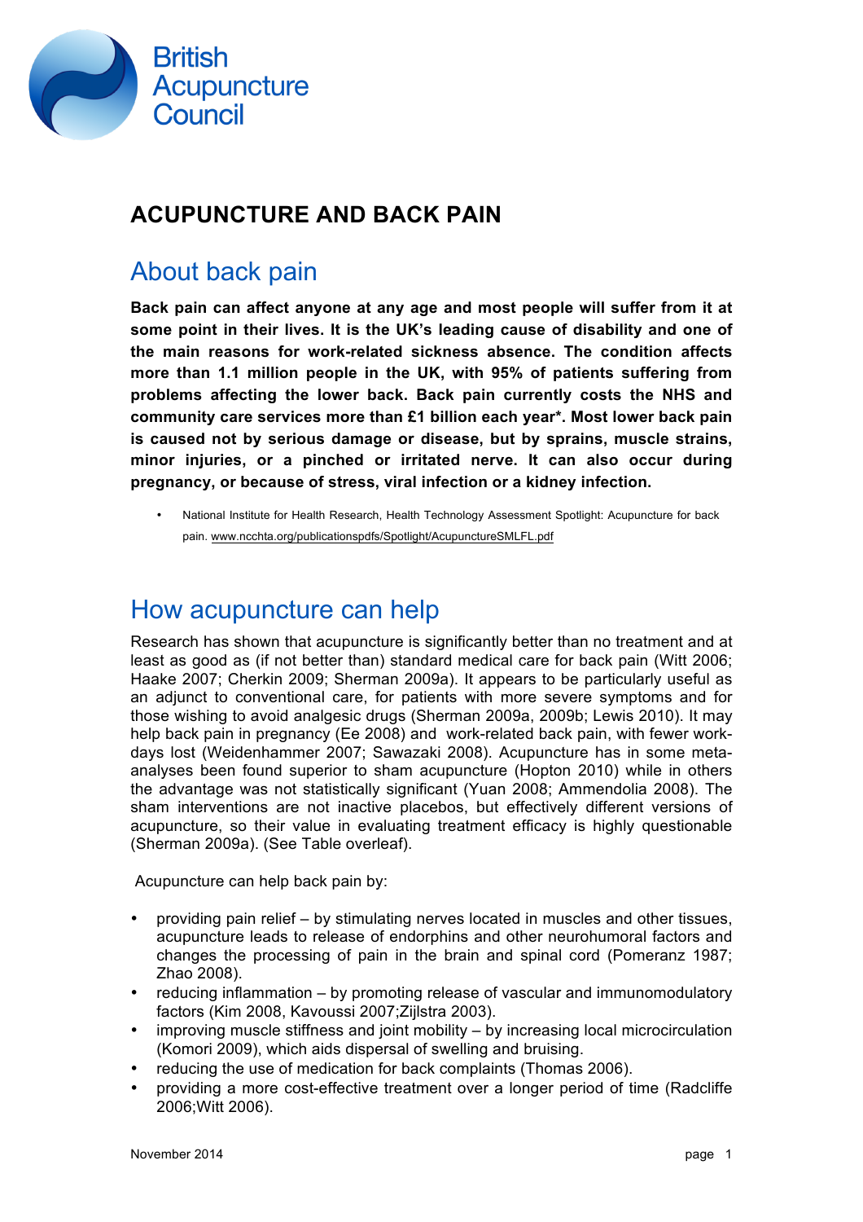British Acupuncture Council

# ACUPUNCTURE AND BACK PAIN

## About back pain

**Back pain can affect anyone at any age and most people will suffer from it at some point in their lives. It is the UK's leading cause of disability and one of the main reasons for work-related sickness absence. The condition affects more than 1.1 million people in the UK, with 95% of patients suffering from problems affecting the lower back. Back pain currently costs the NHS and community care services more than £1 billion each year*. Most lower back pain is caused not by serious damage or disease, but by sprains, muscle strains, minor injuries, or a pinched or irritated nerve. It can also occur during pregnancy, or because of stress, viral infection or a kidney infection.**

- National Institute for Health Research, Health Technology Assessment Spotlight: Acupuncture for back pain. www.ncchta.org/publicationspdfs/Spotlight/AcupunctureSMLFL.pdf

## How acupuncture can help

Research has shown that acupuncture is significantly better than no treatment and at least as good as (if not better than) standard medical care for back pain (Witt 2006; Haake 2007; Cherkin 2009; Sherman 2009a). It appears to be particularly useful as an adjunct to conventional care, for patients with more severe symptoms and for those wishing to avoid analgesic drugs (Sherman 2009a, 2009b; Lewis 2010). It may help back pain in pregnancy (Ee 2008) and work-related back pain, with fewer work-days lost (Weidenhammer 2007; Sawazaki 2008). Acupuncture has in some meta-analyses been found superior to sham acupuncture (Hopton 2010) while in others the advantage was not statistically significant (Yuan 2008; Ammendolia 2008). The sham interventions are not inactive placebos, but effectively different versions of acupuncture, so their value in evaluating treatment efficacy is highly questionable (Sherman 2009a). (See Table overleaf).

Acupuncture can help back pain by:

- providing pain relief – by stimulating nerves located in muscles and other tissues, acupuncture leads to release of endorphins and other neurohumoral factors and changes the processing of pain in the brain and spinal cord (Pomeranz 1987; Zhao 2008).
- reducing inflammation – by promoting release of vascular and immunomodulatory factors (Kim 2008, Kavoussi 2007;Zijlstra 2003).
- improving muscle stiffness and joint mobility – by increasing local microcirculation (Komori 2009), which aids dispersal of swelling and bruising.
- reducing the use of medication for back complaints (Thomas 2006).
- providing a more cost-effective treatment over a longer period of time (Radcliffe 2006;Witt 2006).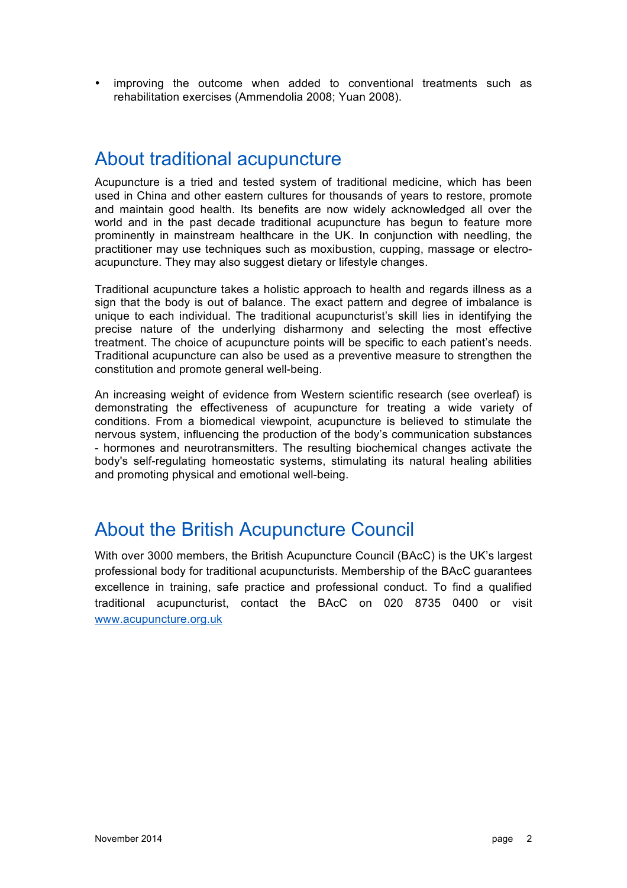- improving the outcome when added to conventional treatments such as rehabilitation exercises (Ammendolia 2008; Yuan 2008).

## About traditional acupuncture

Acupuncture is a tried and tested system of traditional medicine, which has been used in China and other eastern cultures for thousands of years to restore, promote and maintain good health. Its benefits are now widely acknowledged all over the world and in the past decade traditional acupuncture has begun to feature more prominently in mainstream healthcare in the UK. In conjunction with needling, the practitioner may use techniques such as moxibustion, cupping, massage or electro-acupuncture. They may also suggest dietary or lifestyle changes.

Traditional acupuncture takes a holistic approach to health and regards illness as a sign that the body is out of balance. The exact pattern and degree of imbalance is unique to each individual. The traditional acupuncturist's skill lies in identifying the precise nature of the underlying disharmony and selecting the most effective treatment. The choice of acupuncture points will be specific to each patient's needs. Traditional acupuncture can also be used as a preventive measure to strengthen the constitution and promote general well-being.

An increasing weight of evidence from Western scientific research (see overleaf) is demonstrating the effectiveness of acupuncture for treating a wide variety of conditions. From a biomedical viewpoint, acupuncture is believed to stimulate the nervous system, influencing the production of the body's communication substances - hormones and neurotransmitters. The resulting biochemical changes activate the body's self-regulating homeostatic systems, stimulating its natural healing abilities and promoting physical and emotional well-being.

## About the British Acupuncture Council

With over 3000 members, the British Acupuncture Council (BAcC) is the UK's largest professional body for traditional acupuncturists. Membership of the BAcC guarantees excellence in training, safe practice and professional conduct. To find a qualified traditional acupuncturist, contact the BAcC on 020 8735 0400 or visit [www.acupuncture.org.uk](http://www.acupuncture.org.uk)

November 2014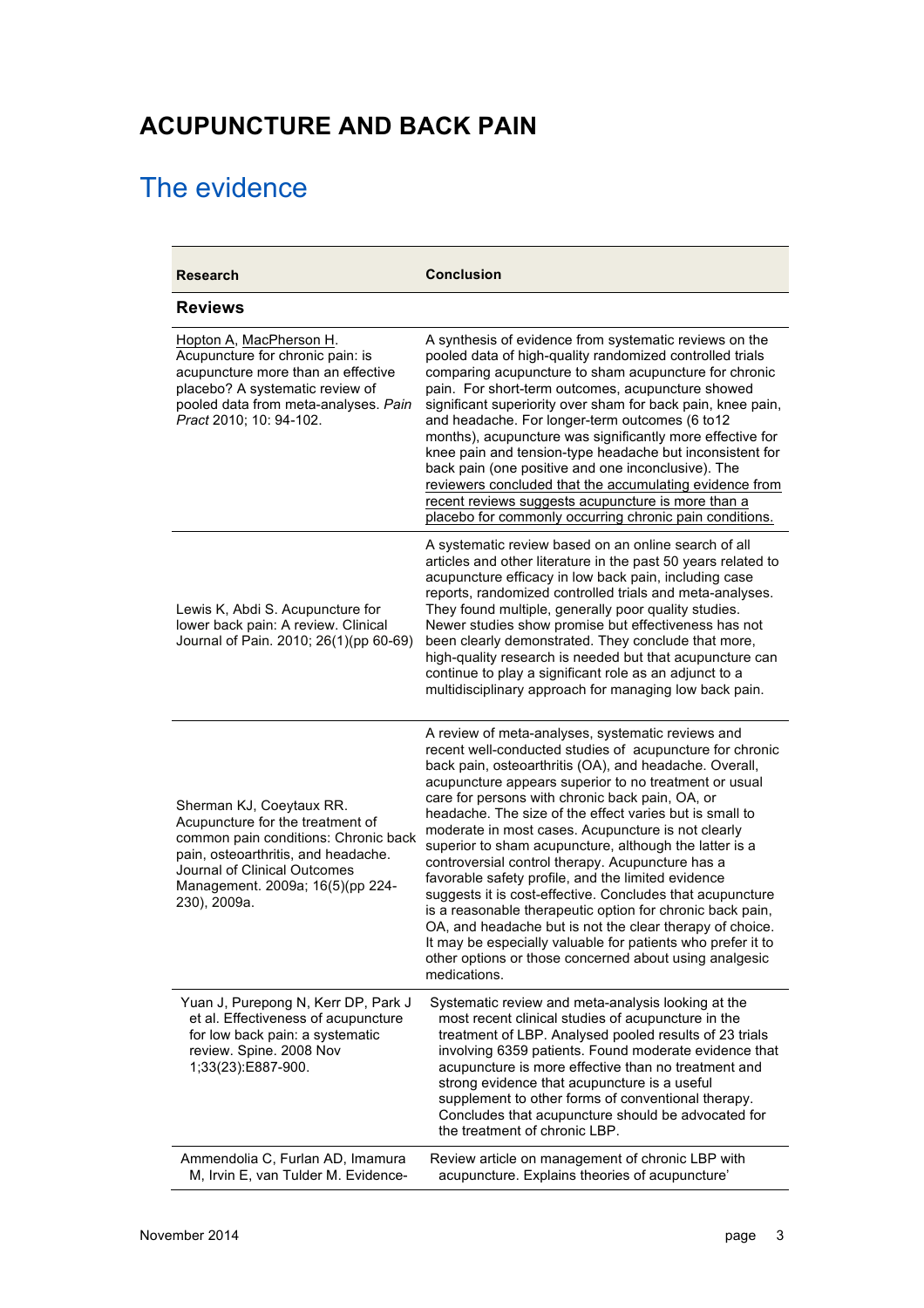# ACUPUNCTURE AND BACK PAIN

## The evidence

| Research | Conclusion |
|---|---|
| **Reviews** | |
| Hopton A, MacPherson H. Acupuncture for chronic pain: is acupuncture more than an effective placebo? A systematic review of pooled data from meta-analyses. *Pain Pract* 2010; 10: 94-102. | A synthesis of evidence from systematic reviews on the pooled data of high-quality randomized controlled trials comparing acupuncture to sham acupuncture for chronic pain. For short-term outcomes, acupuncture showed significant superiority over sham for back pain, knee pain, and headache. For longer-term outcomes (6 to12 months), acupuncture was significantly more effective for knee pain and tension-type headache but inconsistent for back pain (one positive and one inconclusive). The reviewers concluded that the accumulating evidence from recent reviews suggests acupuncture is more than a placebo for commonly occurring chronic pain conditions. |
| Lewis K, Abdi S. Acupuncture for lower back pain: A review. Clinical Journal of Pain. 2010; 26(1)(pp 60-69) | A systematic review based on an online search of all articles and other literature in the past 50 years related to acupuncture efficacy in low back pain, including case reports, randomized controlled trials and meta-analyses. They found multiple, generally poor quality studies. Newer studies show promise but effectiveness has not been clearly demonstrated. They conclude that more, high-quality research is needed but that acupuncture can continue to play a significant role as an adjunct to a multidisciplinary approach for managing low back pain. |
| Sherman KJ, Coeytaux RR. Acupuncture for the treatment of common pain conditions: Chronic back pain, osteoarthritis, and headache. Journal of Clinical Outcomes Management. 2009a; 16(5)(pp 224-230), 2009a. | A review of meta-analyses, systematic reviews and recent well-conducted studies of acupuncture for chronic back pain, osteoarthritis (OA), and headache. Overall, acupuncture appears superior to no treatment or usual care for persons with chronic back pain, OA, or headache. The size of the effect varies but is small to moderate in most cases. Acupuncture is not clearly superior to sham acupuncture, although the latter is a controversial control therapy. Acupuncture has a favorable safety profile, and the limited evidence suggests it is cost-effective. Concludes that acupuncture is a reasonable therapeutic option for chronic back pain, OA, and headache but is not the clear therapy of choice. It may be especially valuable for patients who prefer it to other options or those concerned about using analgesic medications. |
| Yuan J, Purepong N, Kerr DP, Park J et al. Effectiveness of acupuncture for low back pain: a systematic review. Spine. 2008 Nov 1;33(23):E887-900. | Systematic review and meta-analysis looking at the most recent clinical studies of acupuncture in the treatment of LBP. Analysed pooled results of 23 trials involving 6359 patients. Found moderate evidence that acupuncture is more effective than no treatment and strong evidence that acupuncture is a useful supplement to other forms of conventional therapy. Concludes that acupuncture should be advocated for the treatment of chronic LBP. |
| Ammendolia C, Furlan AD, Imamura M, Irvin E, van Tulder M. Evidence- | Review article on management of chronic LBP with acupuncture. Explains theories of acupuncture' |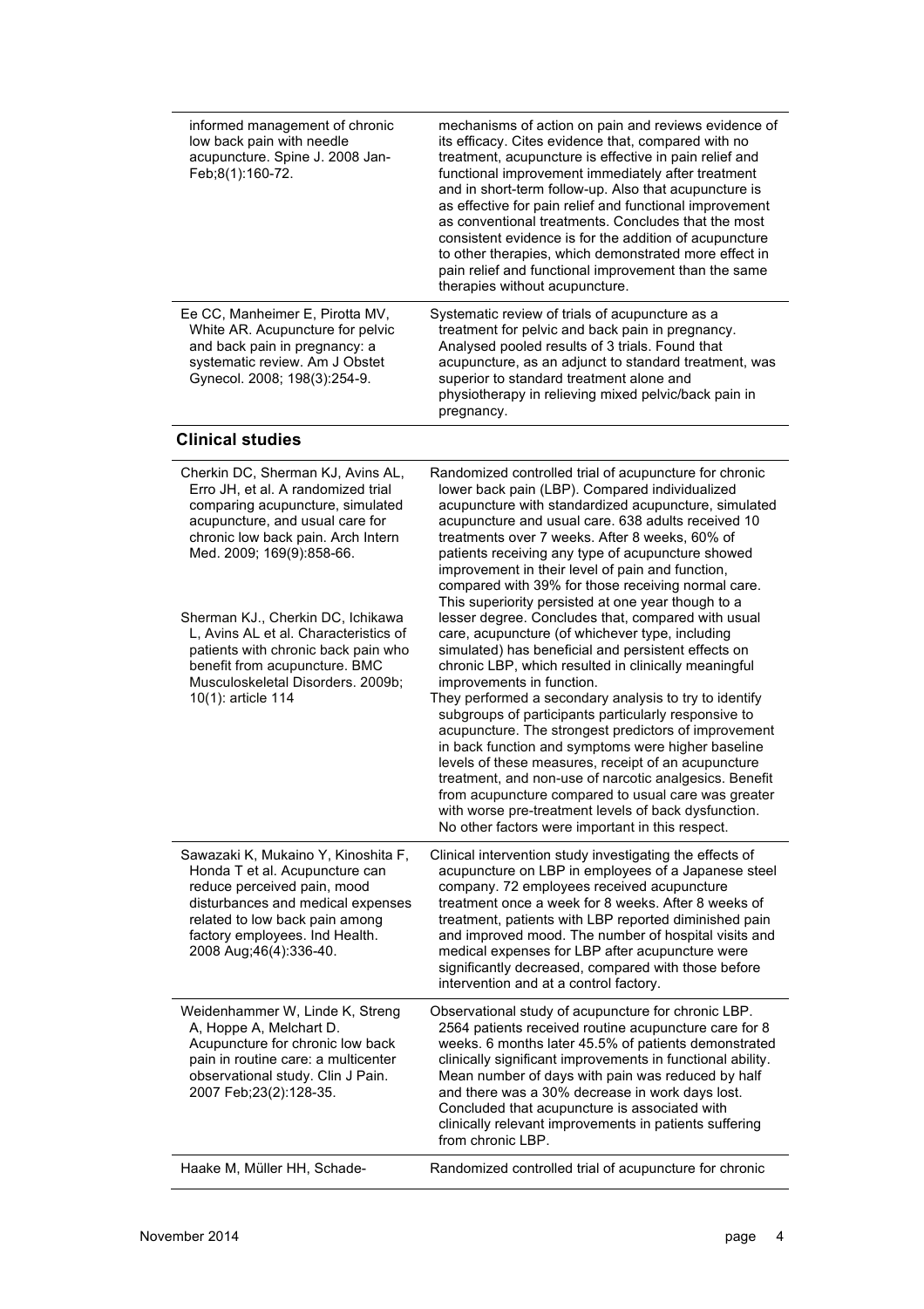| | |
|---|---|
| informed management of chronic low back pain with needle acupuncture. Spine J. 2008 Jan-Feb;8(1):160-72. | mechanisms of action on pain and reviews evidence of its efficacy. Cites evidence that, compared with no treatment, acupuncture is effective in pain relief and functional improvement immediately after treatment and in short-term follow-up. Also that acupuncture is as effective for pain relief and functional improvement as conventional treatments. Concludes that the most consistent evidence is for the addition of acupuncture to other therapies, which demonstrated more effect in pain relief and functional improvement than the same therapies without acupuncture. |
| Ee CC, Manheimer E, Pirotta MV, White AR. Acupuncture for pelvic and back pain in pregnancy: a systematic review. Am J Obstet Gynecol. 2008; 198(3):254-9. | Systematic review of trials of acupuncture as a treatment for pelvic and back pain in pregnancy. Analysed pooled results of 3 trials. Found that acupuncture, as an adjunct to standard treatment, was superior to standard treatment alone and physiotherapy in relieving mixed pelvic/back pain in pregnancy. |

## Clinical studies

| | |
|---|---|
| Cherkin DC, Sherman KJ, Avins AL, Erro JH, et al. A randomized trial comparing acupuncture, simulated acupuncture, and usual care for chronic low back pain. Arch Intern Med. 2009; 169(9):858-66.<br><br>Sherman KJ., Cherkin DC, Ichikawa L, Avins AL et al. Characteristics of patients with chronic back pain who benefit from acupuncture. BMC Musculoskeletal Disorders. 2009b; 10(1): article 114 | Randomized controlled trial of acupuncture for chronic lower back pain (LBP). Compared individualized acupuncture with standardized acupuncture, simulated acupuncture and usual care. 638 adults received 10 treatments over 7 weeks. After 8 weeks, 60% of patients receiving any type of acupuncture showed improvement in their level of pain and function, compared with 39% for those receiving normal care. This superiority persisted at one year though to a lesser degree. Concludes that, compared with usual care, acupuncture (of whichever type, including simulated) has beneficial and persistent effects on chronic LBP, which resulted in clinically meaningful improvements in function.<br>They performed a secondary analysis to try to identify subgroups of participants particularly responsive to acupuncture. The strongest predictors of improvement in back function and symptoms were higher baseline levels of these measures, receipt of an acupuncture treatment, and non-use of narcotic analgesics. Benefit from acupuncture compared to usual care was greater with worse pre-treatment levels of back dysfunction. No other factors were important in this respect. |
| Sawazaki K, Mukaino Y, Kinoshita F, Honda T et al. Acupuncture can reduce perceived pain, mood disturbances and medical expenses related to low back pain among factory employees. Ind Health. 2008 Aug;46(4):336-40. | Clinical intervention study investigating the effects of acupuncture on LBP in employees of a Japanese steel company. 72 employees received acupuncture treatment once a week for 8 weeks. After 8 weeks of treatment, patients with LBP reported diminished pain and improved mood. The number of hospital visits and medical expenses for LBP after acupuncture were significantly decreased, compared with those before intervention and at a control factory. |
| Weidenhammer W, Linde K, Streng A, Hoppe A, Melchart D. Acupuncture for chronic low back pain in routine care: a multicenter observational study. Clin J Pain. 2007 Feb;23(2):128-35. | Observational study of acupuncture for chronic LBP. 2564 patients received routine acupuncture care for 8 weeks. 6 months later 45.5% of patients demonstrated clinically significant improvements in functional ability. Mean number of days with pain was reduced by half and there was a 30% decrease in work days lost. Concluded that acupuncture is associated with clinically relevant improvements in patients suffering from chronic LBP. |
| Haake M, Müller HH, Schade- | Randomized controlled trial of acupuncture for chronic |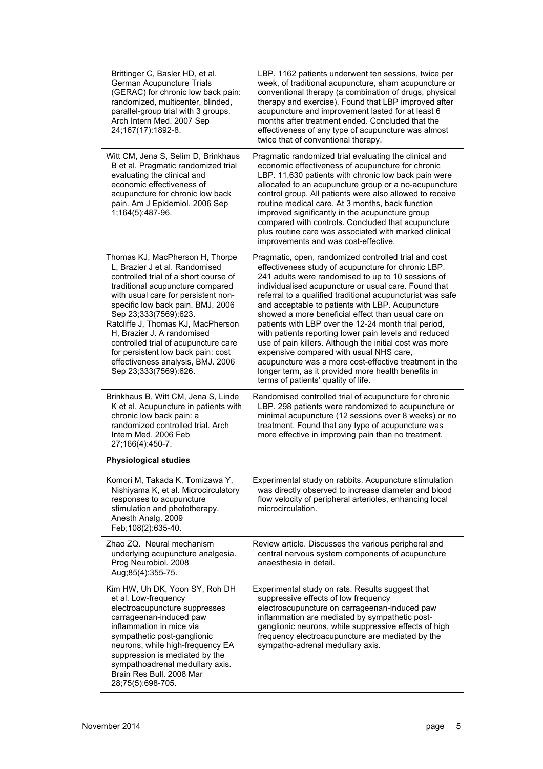| | |
|---|---|
| Brittinger C, Basler HD, et al. German Acupuncture Trials (GERAC) for chronic low back pain: randomized, multicenter, blinded, parallel-group trial with 3 groups. Arch Intern Med. 2007 Sep 24;167(17):1892-8. | LBP. 1162 patients underwent ten sessions, twice per week, of traditional acupuncture, sham acupuncture or conventional therapy (a combination of drugs, physical therapy and exercise). Found that LBP improved after acupuncture and improvement lasted for at least 6 months after treatment ended. Concluded that the effectiveness of any type of acupuncture was almost twice that of conventional therapy. |
| Witt CM, Jena S, Selim D, Brinkhaus B et al. Pragmatic randomized trial evaluating the clinical and economic effectiveness of acupuncture for chronic low back pain. Am J Epidemiol. 2006 Sep 1;164(5):487-96. | Pragmatic randomized trial evaluating the clinical and economic effectiveness of acupuncture for chronic LBP. 11,630 patients with chronic low back pain were allocated to an acupuncture group or a no-acupuncture control group. All patients were also allowed to receive routine medical care. At 3 months, back function improved significantly in the acupuncture group compared with controls. Concluded that acupuncture plus routine care was associated with marked clinical improvements and was cost-effective. |
| Thomas KJ, MacPherson H, Thorpe L, Brazier J et al. Randomised controlled trial of a short course of traditional acupuncture compared with usual care for persistent non-specific low back pain. BMJ. 2006 Sep 23;333(7569):623.<br>Ratcliffe J, Thomas KJ, MacPherson H, Brazier J. A randomised controlled trial of acupuncture care for persistent low back pain: cost effectiveness analysis, BMJ. 2006 Sep 23;333(7569):626. | Pragmatic, open, randomized controlled trial and cost effectiveness study of acupuncture for chronic LBP. 241 adults were randomised to up to 10 sessions of individualised acupuncture or usual care. Found that referral to a qualified traditional acupuncturist was safe and acceptable to patients with LBP. Acupuncture showed a more beneficial effect than usual care on patients with LBP over the 12-24 month trial period, with patients reporting lower pain levels and reduced use of pain killers. Although the initial cost was more expensive compared with usual NHS care, acupuncture was a more cost-effective treatment in the longer term, as it provided more health benefits in terms of patients' quality of life. |
| Brinkhaus B, Witt CM, Jena S, Linde K et al. Acupuncture in patients with chronic low back pain: a randomized controlled trial. Arch Intern Med. 2006 Feb 27;166(4):450-7. | Randomised controlled trial of acupuncture for chronic LBP. 298 patients were randomized to acupuncture or minimal acupuncture (12 sessions over 8 weeks) or no treatment. Found that any type of acupuncture was more effective in improving pain than no treatment. |
| **Physiological studies** | |
| Komori M, Takada K, Tomizawa Y, Nishiyama K, et al. Microcirculatory responses to acupuncture stimulation and phototherapy. Anesth Analg. 2009 Feb;108(2):635-40. | Experimental study on rabbits. Acupuncture stimulation was directly observed to increase diameter and blood flow velocity of peripheral arterioles, enhancing local microcirculation. |
| Zhao ZQ. Neural mechanism underlying acupuncture analgesia. Prog Neurobiol. 2008 Aug;85(4):355-75. | Review article. Discusses the various peripheral and central nervous system components of acupuncture anaesthesia in detail. |
| Kim HW, Uh DK, Yoon SY, Roh DH et al. Low-frequency electroacupuncture suppresses carrageenan-induced paw inflammation in mice via sympathetic post-ganglionic neurons, while high-frequency EA suppression is mediated by the sympathoadrenal medullary axis. Brain Res Bull. 2008 Mar 28;75(5):698-705. | Experimental study on rats. Results suggest that suppressive effects of low frequency electroacupuncture on carrageenan-induced paw inflammation are mediated by sympathetic post-ganglionic neurons, while suppressive effects of high frequency electroacupuncture are mediated by the sympatho-adrenal medullary axis. |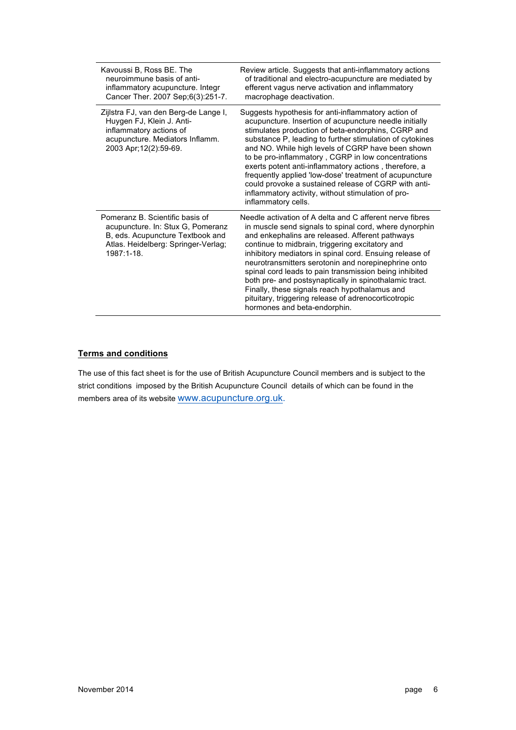| | |
|---|---|
| Kavoussi B, Ross BE. The neuroimmune basis of anti-inflammatory acupuncture. Integr Cancer Ther. 2007 Sep;6(3):251-7. | Review article. Suggests that anti-inflammatory actions of traditional and electro-acupuncture are mediated by efferent vagus nerve activation and inflammatory macrophage deactivation. |
| Zijlstra FJ, van den Berg-de Lange I, Huygen FJ, Klein J. Anti-inflammatory actions of acupuncture. Mediators Inflamm. 2003 Apr;12(2):59-69. | Suggests hypothesis for anti-inflammatory action of acupuncture. Insertion of acupuncture needle initially stimulates production of beta-endorphins, CGRP and substance P, leading to further stimulation of cytokines and NO. While high levels of CGRP have been shown to be pro-inflammatory , CGRP in low concentrations exerts potent anti-inflammatory actions , therefore, a frequently applied 'low-dose' treatment of acupuncture could provoke a sustained release of CGRP with anti-inflammatory activity, without stimulation of pro-inflammatory cells. |
| Pomeranz B. Scientific basis of acupuncture. In: Stux G, Pomeranz B, eds. Acupuncture Textbook and Atlas. Heidelberg: Springer-Verlag; 1987:1-18. | Needle activation of A delta and C afferent nerve fibres in muscle send signals to spinal cord, where dynorphin and enkephalins are released. Afferent pathways continue to midbrain, triggering excitatory and inhibitory mediators in spinal cord. Ensuing release of neurotransmitters serotonin and norepinephrine onto spinal cord leads to pain transmission being inhibited both pre- and postsynaptically in spinothalamic tract. Finally, these signals reach hypothalamus and pituitary, triggering release of adrenocorticotropic hormones and beta-endorphin. |

**Terms and conditions**

The use of this fact sheet is for the use of British Acupuncture Council members and is subject to the strict conditions imposed by the British Acupuncture Council details of which can be found in the members area of its website www.acupuncture.org.uk.

November 2014